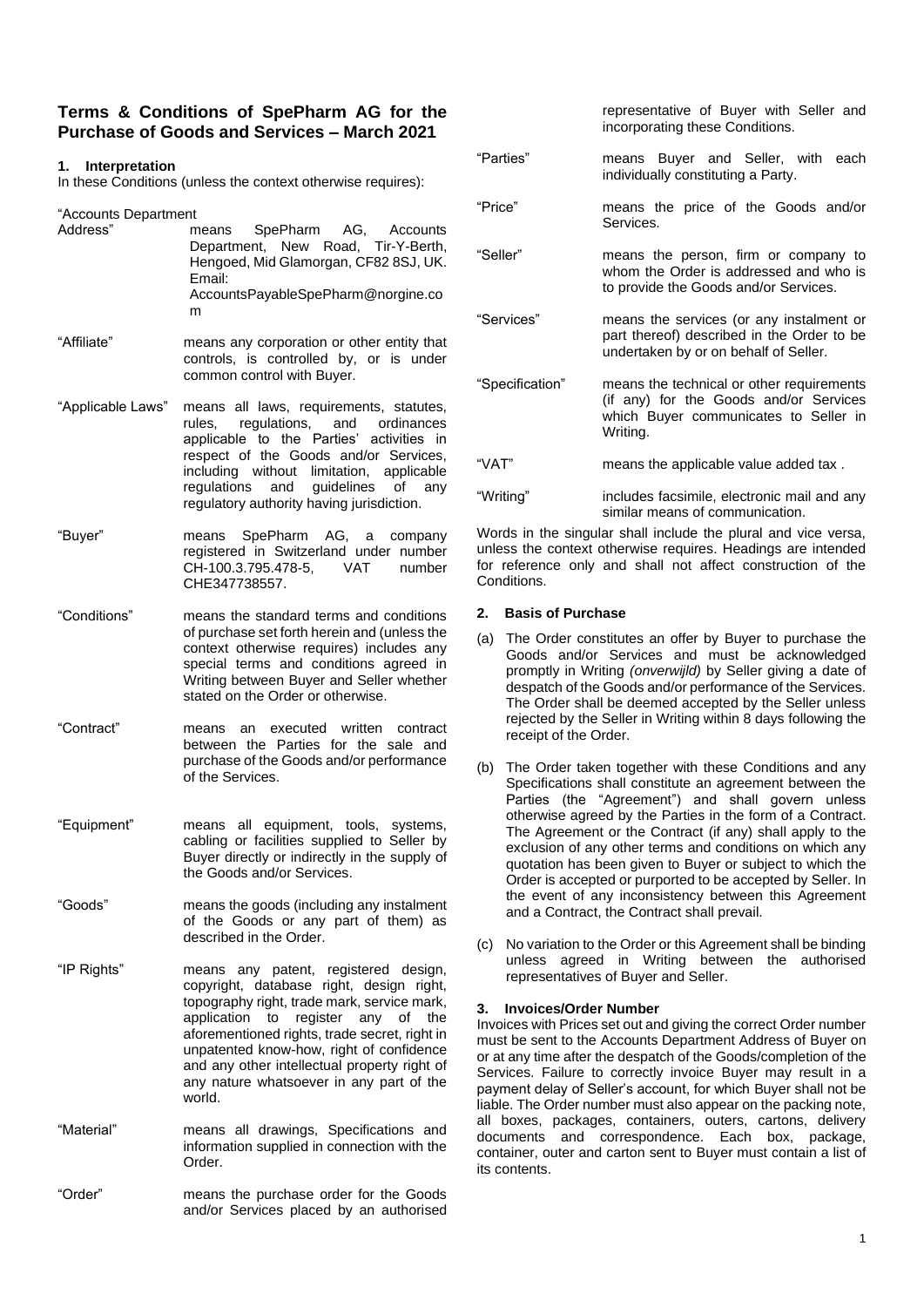## Terms & Conditions of SpePharm AG for the Purchase of Goods and Services – March 2021

### 1. Interpretation

In these Conditions (unless the context otherwise requires):

| | |
|---|---|
| "Accounts Department Address" | means SpePharm AG, Accounts Department, New Road, Tir-Y-Berth, Hengoed, Mid Glamorgan, CF82 8SJ, UK. Email: AccountsPayableSpePharm@norgine.com |
| "Affiliate" | means any corporation or other entity that controls, is controlled by, or is under common control with Buyer. |
| "Applicable Laws" | means all laws, requirements, statutes, rules, regulations, and ordinances applicable to the Parties' activities in respect of the Goods and/or Services, including without limitation, applicable regulations and guidelines of any regulatory authority having jurisdiction. |
| "Buyer" | means SpePharm AG, a company registered in Switzerland under number CH-100.3.795.478-5, VAT number CHE347738557. |
| "Conditions" | means the standard terms and conditions of purchase set forth herein and (unless the context otherwise requires) includes any special terms and conditions agreed in Writing between Buyer and Seller whether stated on the Order or otherwise. |
| "Contract" | means an executed written contract between the Parties for the sale and purchase of the Goods and/or performance of the Services. |
| "Equipment" | means all equipment, tools, systems, cabling or facilities supplied to Seller by Buyer directly or indirectly in the supply of the Goods and/or Services. |
| "Goods" | means the goods (including any instalment of the Goods or any part of them) as described in the Order. |
| "IP Rights" | means any patent, registered design, copyright, database right, design right, topography right, trade mark, service mark, application to register any of the aforementioned rights, trade secret, right in unpatented know-how, right of confidence and any other intellectual property right of any nature whatsoever in any part of the world. |
| "Material" | means all drawings, Specifications and information supplied in connection with the Order. |
| "Order" | means the purchase order for the Goods and/or Services placed by an authorised representative of Buyer with Seller and incorporating these Conditions. |
| "Parties" | means Buyer and Seller, with each individually constituting a Party. |
| "Price" | means the price of the Goods and/or Services. |
| "Seller" | means the person, firm or company to whom the Order is addressed and who is to provide the Goods and/or Services. |
| "Services" | means the services (or any instalment or part thereof) described in the Order to be undertaken by or on behalf of Seller. |
| "Specification" | means the technical or other requirements (if any) for the Goods and/or Services which Buyer communicates to Seller in Writing. |
| "VAT" | means the applicable value added tax . |
| "Writing" | includes facsimile, electronic mail and any similar means of communication. |

Words in the singular shall include the plural and vice versa, unless the context otherwise requires. Headings are intended for reference only and shall not affect construction of the Conditions.

### 2. Basis of Purchase

(a) The Order constitutes an offer by Buyer to purchase the Goods and/or Services and must be acknowledged promptly in Writing *(onverwijld)* by Seller giving a date of despatch of the Goods and/or performance of the Services. The Order shall be deemed accepted by the Seller unless rejected by the Seller in Writing within 8 days following the receipt of the Order.

(b) The Order taken together with these Conditions and any Specifications shall constitute an agreement between the Parties (the "Agreement") and shall govern unless otherwise agreed by the Parties in the form of a Contract. The Agreement or the Contract (if any) shall apply to the exclusion of any other terms and conditions on which any quotation has been given to Buyer or subject to which the Order is accepted or purported to be accepted by Seller. In the event of any inconsistency between this Agreement and a Contract, the Contract shall prevail.

(c) No variation to the Order or this Agreement shall be binding unless agreed in Writing between the authorised representatives of Buyer and Seller.

### 3. Invoices/Order Number

Invoices with Prices set out and giving the correct Order number must be sent to the Accounts Department Address of Buyer on or at any time after the despatch of the Goods/completion of the Services. Failure to correctly invoice Buyer may result in a payment delay of Seller's account, for which Buyer shall not be liable. The Order number must also appear on the packing note, all boxes, packages, containers, outers, cartons, delivery documents and correspondence. Each box, package, container, outer and carton sent to Buyer must contain a list of its contents.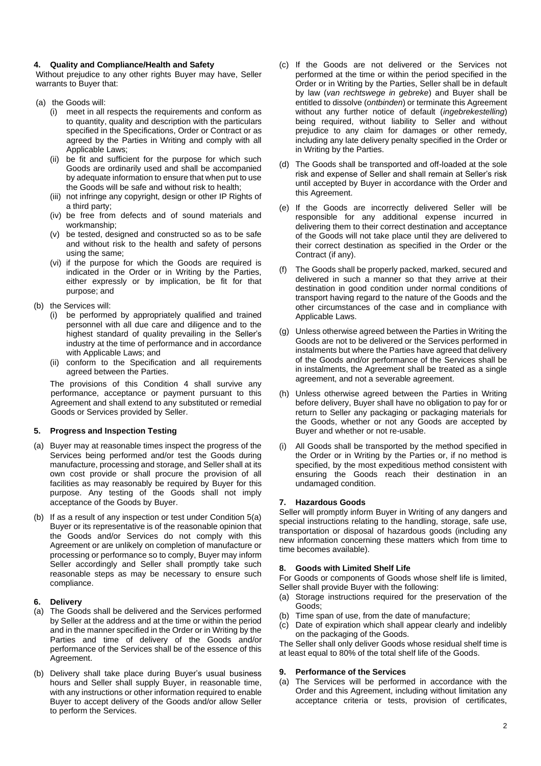### 4. Quality and Compliance/Health and Safety

Without prejudice to any other rights Buyer may have, Seller warrants to Buyer that:

(a) the Goods will:

   (i) meet in all respects the requirements and conform as to quantity, quality and description with the particulars specified in the Specifications, Order or Contract or as agreed by the Parties in Writing and comply with all Applicable Laws;

   (ii) be fit and sufficient for the purpose for which such Goods are ordinarily used and shall be accompanied by adequate information to ensure that when put to use the Goods will be safe and without risk to health;

   (iii) not infringe any copyright, design or other IP Rights of a third party;

   (iv) be free from defects and of sound materials and workmanship;

   (v) be tested, designed and constructed so as to be safe and without risk to the health and safety of persons using the same;

   (vi) if the purpose for which the Goods are required is indicated in the Order or in Writing by the Parties, either expressly or by implication, be fit for that purpose; and

(b) the Services will:

   (i) be performed by appropriately qualified and trained personnel with all due care and diligence and to the highest standard of quality prevailing in the Seller's industry at the time of performance and in accordance with Applicable Laws; and

   (ii) conform to the Specification and all requirements agreed between the Parties.

The provisions of this Condition 4 shall survive any performance, acceptance or payment pursuant to this Agreement and shall extend to any substituted or remedial Goods or Services provided by Seller.

### 5. Progress and Inspection Testing

(a) Buyer may at reasonable times inspect the progress of the Services being performed and/or test the Goods during manufacture, processing and storage, and Seller shall at its own cost provide or shall procure the provision of all facilities as may reasonably be required by Buyer for this purpose. Any testing of the Goods shall not imply acceptance of the Goods by Buyer.

(b) If as a result of any inspection or test under Condition 5(a) Buyer or its representative is of the reasonable opinion that the Goods and/or Services do not comply with this Agreement or are unlikely on completion of manufacture or processing or performance so to comply, Buyer may inform Seller accordingly and Seller shall promptly take such reasonable steps as may be necessary to ensure such compliance.

### 6. Delivery

(a) The Goods shall be delivered and the Services performed by Seller at the address and at the time or within the period and in the manner specified in the Order or in Writing by the Parties and time of delivery of the Goods and/or performance of the Services shall be of the essence of this Agreement.

(b) Delivery shall take place during Buyer's usual business hours and Seller shall supply Buyer, in reasonable time, with any instructions or other information required to enable Buyer to accept delivery of the Goods and/or allow Seller to perform the Services.

(c) If the Goods are not delivered or the Services not performed at the time or within the period specified in the Order or in Writing by the Parties, Seller shall be in default by law (*van rechtswege in gebreke*) and Buyer shall be entitled to dissolve (*ontbinden*) or terminate this Agreement without any further notice of default (*ingebrekestelling*) being required, without liability to Seller and without prejudice to any claim for damages or other remedy, including any late delivery penalty specified in the Order or in Writing by the Parties.

(d) The Goods shall be transported and off-loaded at the sole risk and expense of Seller and shall remain at Seller's risk until accepted by Buyer in accordance with the Order and this Agreement.

(e) If the Goods are incorrectly delivered Seller will be responsible for any additional expense incurred in delivering them to their correct destination and acceptance of the Goods will not take place until they are delivered to their correct destination as specified in the Order or the Contract (if any).

(f) The Goods shall be properly packed, marked, secured and delivered in such a manner so that they arrive at their destination in good condition under normal conditions of transport having regard to the nature of the Goods and the other circumstances of the case and in compliance with Applicable Laws.

(g) Unless otherwise agreed between the Parties in Writing the Goods are not to be delivered or the Services performed in instalments but where the Parties have agreed that delivery of the Goods and/or performance of the Services shall be in instalments, the Agreement shall be treated as a single agreement, and not a severable agreement.

(h) Unless otherwise agreed between the Parties in Writing before delivery, Buyer shall have no obligation to pay for or return to Seller any packaging or packaging materials for the Goods, whether or not any Goods are accepted by Buyer and whether or not re-usable.

(i) All Goods shall be transported by the method specified in the Order or in Writing by the Parties or, if no method is specified, by the most expeditious method consistent with ensuring the Goods reach their destination in an undamaged condition.

### 7. Hazardous Goods

Seller will promptly inform Buyer in Writing of any dangers and special instructions relating to the handling, storage, safe use, transportation or disposal of hazardous goods (including any new information concerning these matters which from time to time becomes available).

### 8. Goods with Limited Shelf Life

For Goods or components of Goods whose shelf life is limited, Seller shall provide Buyer with the following:

(a) Storage instructions required for the preservation of the Goods;

(b) Time span of use, from the date of manufacture;

(c) Date of expiration which shall appear clearly and indelibly on the packaging of the Goods.

The Seller shall only deliver Goods whose residual shelf time is at least equal to 80% of the total shelf life of the Goods.

### 9. Performance of the Services

(a) The Services will be performed in accordance with the Order and this Agreement, including without limitation any acceptance criteria or tests, provision of certificates,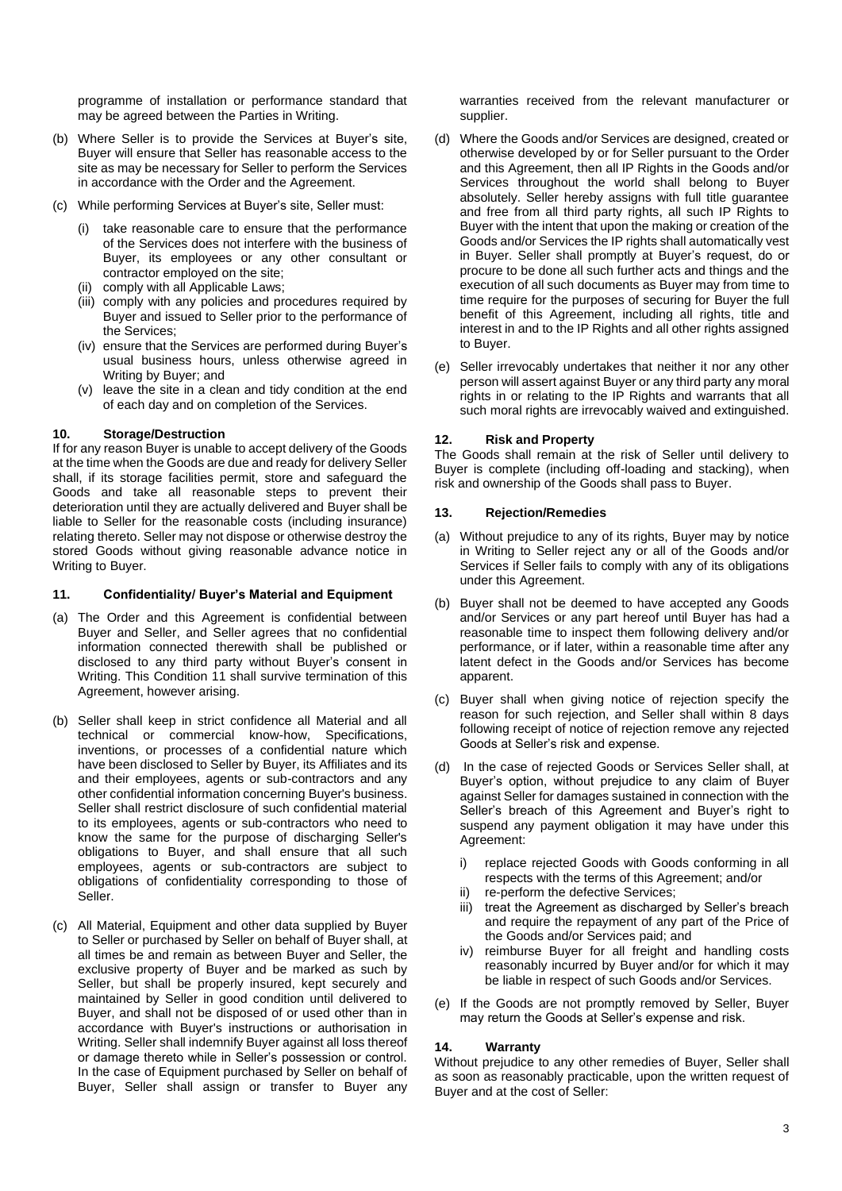programme of installation or performance standard that may be agreed between the Parties in Writing.

(b) Where Seller is to provide the Services at Buyer's site, Buyer will ensure that Seller has reasonable access to the site as may be necessary for Seller to perform the Services in accordance with the Order and the Agreement.

(c) While performing Services at Buyer's site, Seller must:

  (i) take reasonable care to ensure that the performance of the Services does not interfere with the business of Buyer, its employees or any other consultant or contractor employed on the site;
  (ii) comply with all Applicable Laws;
  (iii) comply with any policies and procedures required by Buyer and issued to Seller prior to the performance of the Services;
  (iv) ensure that the Services are performed during Buyer's usual business hours, unless otherwise agreed in Writing by Buyer; and
  (v) leave the site in a clean and tidy condition at the end of each day and on completion of the Services.

### 10. Storage/Destruction

If for any reason Buyer is unable to accept delivery of the Goods at the time when the Goods are due and ready for delivery Seller shall, if its storage facilities permit, store and safeguard the Goods and take all reasonable steps to prevent their deterioration until they are actually delivered and Buyer shall be liable to Seller for the reasonable costs (including insurance) relating thereto. Seller may not dispose or otherwise destroy the stored Goods without giving reasonable advance notice in Writing to Buyer.

### 11. Confidentiality/ Buyer's Material and Equipment

(a) The Order and this Agreement is confidential between Buyer and Seller, and Seller agrees that no confidential information connected therewith shall be published or disclosed to any third party without Buyer's consent in Writing. This Condition 11 shall survive termination of this Agreement, however arising.

(b) Seller shall keep in strict confidence all Material and all technical or commercial know-how, Specifications, inventions, or processes of a confidential nature which have been disclosed to Seller by Buyer, its Affiliates and its and their employees, agents or sub-contractors and any other confidential information concerning Buyer's business. Seller shall restrict disclosure of such confidential material to its employees, agents or sub-contractors who need to know the same for the purpose of discharging Seller's obligations to Buyer, and shall ensure that all such employees, agents or sub-contractors are subject to obligations of confidentiality corresponding to those of Seller.

(c) All Material, Equipment and other data supplied by Buyer to Seller or purchased by Seller on behalf of Buyer shall, at all times be and remain as between Buyer and Seller, the exclusive property of Buyer and be marked as such by Seller, but shall be properly insured, kept securely and maintained by Seller in good condition until delivered to Buyer, and shall not be disposed of or used other than in accordance with Buyer's instructions or authorisation in Writing. Seller shall indemnify Buyer against all loss thereof or damage thereto while in Seller's possession or control. In the case of Equipment purchased by Seller on behalf of Buyer, Seller shall assign or transfer to Buyer any warranties received from the relevant manufacturer or supplier.

(d) Where the Goods and/or Services are designed, created or otherwise developed by or for Seller pursuant to the Order and this Agreement, then all IP Rights in the Goods and/or Services throughout the world shall belong to Buyer absolutely. Seller hereby assigns with full title guarantee and free from all third party rights, all such IP Rights to Buyer with the intent that upon the making or creation of the Goods and/or Services the IP rights shall automatically vest in Buyer. Seller shall promptly at Buyer's request, do or procure to be done all such further acts and things and the execution of all such documents as Buyer may from time to time require for the purposes of securing for Buyer the full benefit of this Agreement, including all rights, title and interest in and to the IP Rights and all other rights assigned to Buyer.

(e) Seller irrevocably undertakes that neither it nor any other person will assert against Buyer or any third party any moral rights in or relating to the IP Rights and warrants that all such moral rights are irrevocably waived and extinguished.

### 12. Risk and Property

The Goods shall remain at the risk of Seller until delivery to Buyer is complete (including off-loading and stacking), when risk and ownership of the Goods shall pass to Buyer.

### 13. Rejection/Remedies

(a) Without prejudice to any of its rights, Buyer may by notice in Writing to Seller reject any or all of the Goods and/or Services if Seller fails to comply with any of its obligations under this Agreement.

(b) Buyer shall not be deemed to have accepted any Goods and/or Services or any part hereof until Buyer has had a reasonable time to inspect them following delivery and/or performance, or if later, within a reasonable time after any latent defect in the Goods and/or Services has become apparent.

(c) Buyer shall when giving notice of rejection specify the reason for such rejection, and Seller shall within 8 days following receipt of notice of rejection remove any rejected Goods at Seller's risk and expense.

(d) In the case of rejected Goods or Services Seller shall, at Buyer's option, without prejudice to any claim of Buyer against Seller for damages sustained in connection with the Seller's breach of this Agreement and Buyer's right to suspend any payment obligation it may have under this Agreement:

  i) replace rejected Goods with Goods conforming in all respects with the terms of this Agreement; and/or
  ii) re-perform the defective Services;
  iii) treat the Agreement as discharged by Seller's breach and require the repayment of any part of the Price of the Goods and/or Services paid; and
  iv) reimburse Buyer for all freight and handling costs reasonably incurred by Buyer and/or for which it may be liable in respect of such Goods and/or Services.

(e) If the Goods are not promptly removed by Seller, Buyer may return the Goods at Seller's expense and risk.

### 14. Warranty

Without prejudice to any other remedies of Buyer, Seller shall as soon as reasonably practicable, upon the written request of Buyer and at the cost of Seller: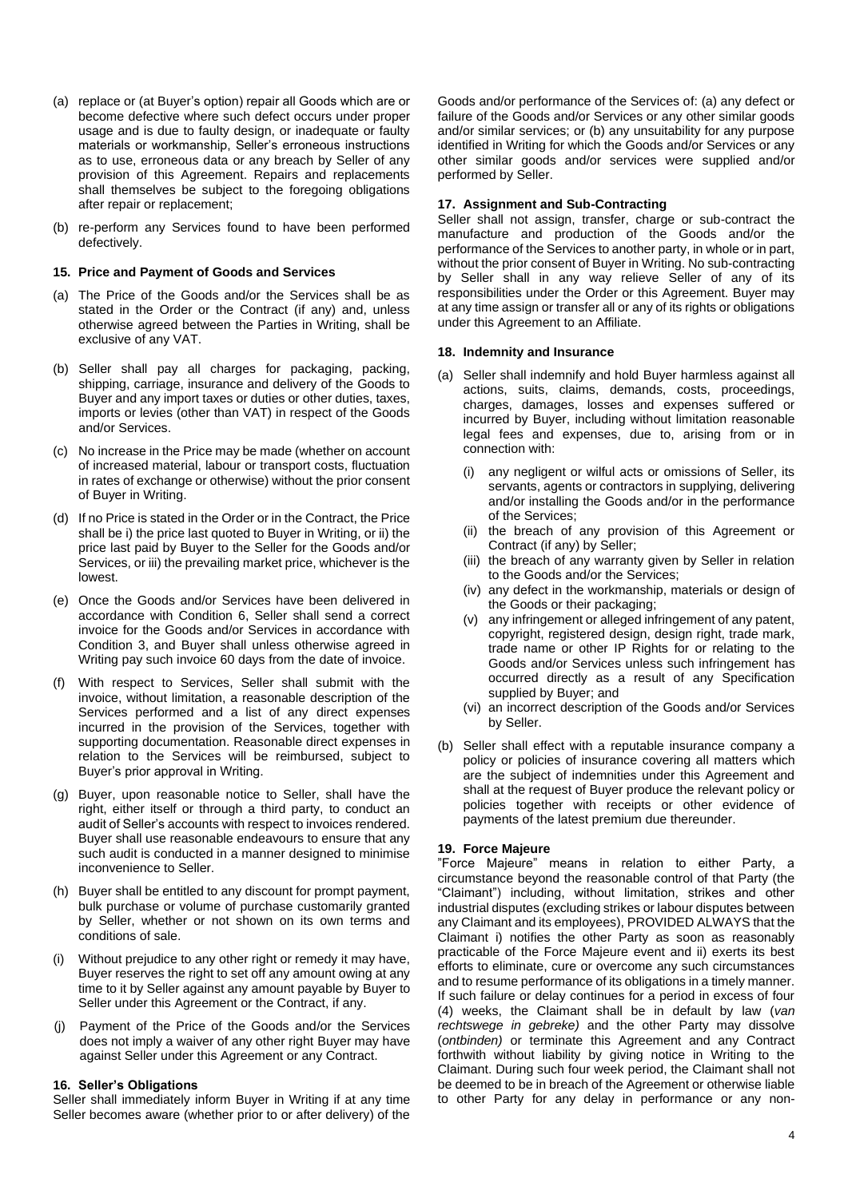(a) replace or (at Buyer's option) repair all Goods which are or become defective where such defect occurs under proper usage and is due to faulty design, or inadequate or faulty materials or workmanship, Seller's erroneous instructions as to use, erroneous data or any breach by Seller of any provision of this Agreement. Repairs and replacements shall themselves be subject to the foregoing obligations after repair or replacement;

(b) re-perform any Services found to have been performed defectively.

#### 15. Price and Payment of Goods and Services

(a) The Price of the Goods and/or the Services shall be as stated in the Order or the Contract (if any) and, unless otherwise agreed between the Parties in Writing, shall be exclusive of any VAT.

(b) Seller shall pay all charges for packaging, packing, shipping, carriage, insurance and delivery of the Goods to Buyer and any import taxes or duties or other duties, taxes, imports or levies (other than VAT) in respect of the Goods and/or Services.

(c) No increase in the Price may be made (whether on account of increased material, labour or transport costs, fluctuation in rates of exchange or otherwise) without the prior consent of Buyer in Writing.

(d) If no Price is stated in the Order or in the Contract, the Price shall be i) the price last quoted to Buyer in Writing, or ii) the price last paid by Buyer to the Seller for the Goods and/or Services, or iii) the prevailing market price, whichever is the lowest.

(e) Once the Goods and/or Services have been delivered in accordance with Condition 6, Seller shall send a correct invoice for the Goods and/or Services in accordance with Condition 3, and Buyer shall unless otherwise agreed in Writing pay such invoice 60 days from the date of invoice.

(f) With respect to Services, Seller shall submit with the invoice, without limitation, a reasonable description of the Services performed and a list of any direct expenses incurred in the provision of the Services, together with supporting documentation. Reasonable direct expenses in relation to the Services will be reimbursed, subject to Buyer's prior approval in Writing.

(g) Buyer, upon reasonable notice to Seller, shall have the right, either itself or through a third party, to conduct an audit of Seller's accounts with respect to invoices rendered. Buyer shall use reasonable endeavours to ensure that any such audit is conducted in a manner designed to minimise inconvenience to Seller.

(h) Buyer shall be entitled to any discount for prompt payment, bulk purchase or volume of purchase customarily granted by Seller, whether or not shown on its own terms and conditions of sale.

(i) Without prejudice to any other right or remedy it may have, Buyer reserves the right to set off any amount owing at any time to it by Seller against any amount payable by Buyer to Seller under this Agreement or the Contract, if any.

(j) Payment of the Price of the Goods and/or the Services does not imply a waiver of any other right Buyer may have against Seller under this Agreement or any Contract.

#### 16. Seller's Obligations

Seller shall immediately inform Buyer in Writing if at any time Seller becomes aware (whether prior to or after delivery) of the Goods and/or performance of the Services of: (a) any defect or failure of the Goods and/or Services or any other similar goods and/or similar services; or (b) any unsuitability for any purpose identified in Writing for which the Goods and/or Services or any other similar goods and/or services were supplied and/or performed by Seller.

#### 17. Assignment and Sub-Contracting

Seller shall not assign, transfer, charge or sub-contract the manufacture and production of the Goods and/or the performance of the Services to another party, in whole or in part, without the prior consent of Buyer in Writing. No sub-contracting by Seller shall in any way relieve Seller of any of its responsibilities under the Order or this Agreement. Buyer may at any time assign or transfer all or any of its rights or obligations under this Agreement to an Affiliate.

#### 18. Indemnity and Insurance

(a) Seller shall indemnify and hold Buyer harmless against all actions, suits, claims, demands, costs, proceedings, charges, damages, losses and expenses suffered or incurred by Buyer, including without limitation reasonable legal fees and expenses, due to, arising from or in connection with:

   (i) any negligent or wilful acts or omissions of Seller, its servants, agents or contractors in supplying, delivering and/or installing the Goods and/or in the performance of the Services;
   (ii) the breach of any provision of this Agreement or Contract (if any) by Seller;
   (iii) the breach of any warranty given by Seller in relation to the Goods and/or the Services;
   (iv) any defect in the workmanship, materials or design of the Goods or their packaging;
   (v) any infringement or alleged infringement of any patent, copyright, registered design, design right, trade mark, trade name or other IP Rights for or relating to the Goods and/or Services unless such infringement has occurred directly as a result of any Specification supplied by Buyer; and
   (vi) an incorrect description of the Goods and/or Services by Seller.

(b) Seller shall effect with a reputable insurance company a policy or policies of insurance covering all matters which are the subject of indemnities under this Agreement and shall at the request of Buyer produce the relevant policy or policies together with receipts or other evidence of payments of the latest premium due thereunder.

#### 19. Force Majeure

"Force Majeure" means in relation to either Party, a circumstance beyond the reasonable control of that Party (the "Claimant") including, without limitation, strikes and other industrial disputes (excluding strikes or labour disputes between any Claimant and its employees), PROVIDED ALWAYS that the Claimant i) notifies the other Party as soon as reasonably practicable of the Force Majeure event and ii) exerts its best efforts to eliminate, cure or overcome any such circumstances and to resume performance of its obligations in a timely manner. If such failure or delay continues for a period in excess of four (4) weeks, the Claimant shall be in default by law (*van rechtswege in gebreke)* and the other Party may dissolve (*ontbinden)* or terminate this Agreement and any Contract forthwith without liability by giving notice in Writing to the Claimant. During such four week period, the Claimant shall not be deemed to be in breach of the Agreement or otherwise liable to other Party for any delay in performance or any non-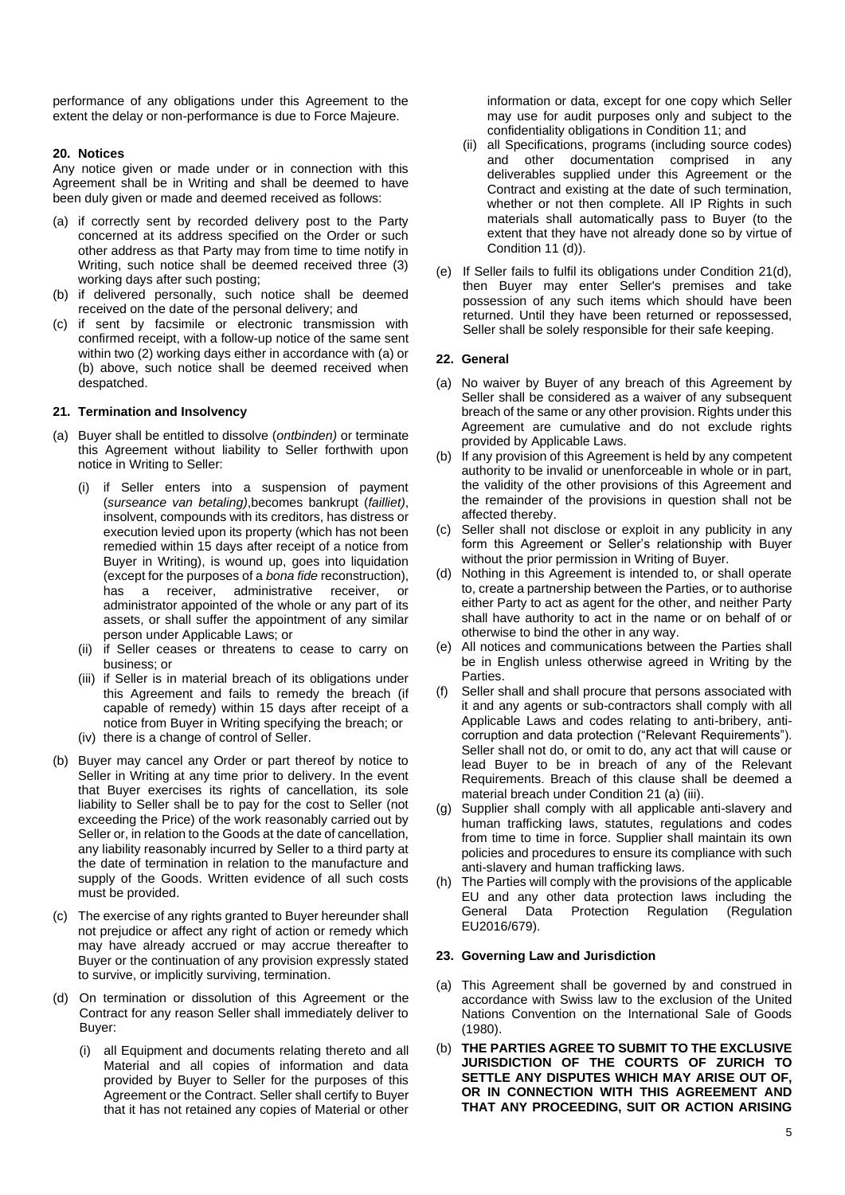performance of any obligations under this Agreement to the extent the delay or non-performance is due to Force Majeure.

## 20. Notices

Any notice given or made under or in connection with this Agreement shall be in Writing and shall be deemed to have been duly given or made and deemed received as follows:

(a) if correctly sent by recorded delivery post to the Party concerned at its address specified on the Order or such other address as that Party may from time to time notify in Writing, such notice shall be deemed received three (3) working days after such posting;

(b) if delivered personally, such notice shall be deemed received on the date of the personal delivery; and

(c) if sent by facsimile or electronic transmission with confirmed receipt, with a follow-up notice of the same sent within two (2) working days either in accordance with (a) or (b) above, such notice shall be deemed received when despatched.

## 21. Termination and Insolvency

(a) Buyer shall be entitled to dissolve (*ontbinden)* or terminate this Agreement without liability to Seller forthwith upon notice in Writing to Seller:

   (i) if Seller enters into a suspension of payment (*surseance van betaling)*,becomes bankrupt (*failliet)*, insolvent, compounds with its creditors, has distress or execution levied upon its property (which has not been remedied within 15 days after receipt of a notice from Buyer in Writing), is wound up, goes into liquidation (except for the purposes of a *bona fide* reconstruction), has a receiver, administrative receiver, or administrator appointed of the whole or any part of its assets, or shall suffer the appointment of any similar person under Applicable Laws; or

   (ii) if Seller ceases or threatens to cease to carry on business; or

   (iii) if Seller is in material breach of its obligations under this Agreement and fails to remedy the breach (if capable of remedy) within 15 days after receipt of a notice from Buyer in Writing specifying the breach; or

   (iv) there is a change of control of Seller.

(b) Buyer may cancel any Order or part thereof by notice to Seller in Writing at any time prior to delivery. In the event that Buyer exercises its rights of cancellation, its sole liability to Seller shall be to pay for the cost to Seller (not exceeding the Price) of the work reasonably carried out by Seller or, in relation to the Goods at the date of cancellation, any liability reasonably incurred by Seller to a third party at the date of termination in relation to the manufacture and supply of the Goods. Written evidence of all such costs must be provided.

(c) The exercise of any rights granted to Buyer hereunder shall not prejudice or affect any right of action or remedy which may have already accrued or may accrue thereafter to Buyer or the continuation of any provision expressly stated to survive, or implicitly surviving, termination.

(d) On termination or dissolution of this Agreement or the Contract for any reason Seller shall immediately deliver to Buyer:

   (i) all Equipment and documents relating thereto and all Material and all copies of information and data provided by Buyer to Seller for the purposes of this Agreement or the Contract. Seller shall certify to Buyer that it has not retained any copies of Material or other information or data, except for one copy which Seller may use for audit purposes only and subject to the confidentiality obligations in Condition 11; and

   (ii) all Specifications, programs (including source codes) and other documentation comprised in any deliverables supplied under this Agreement or the Contract and existing at the date of such termination, whether or not then complete. All IP Rights in such materials shall automatically pass to Buyer (to the extent that they have not already done so by virtue of Condition 11 (d)).

(e) If Seller fails to fulfil its obligations under Condition 21(d), then Buyer may enter Seller's premises and take possession of any such items which should have been returned. Until they have been returned or repossessed, Seller shall be solely responsible for their safe keeping.

## 22. General

(a) No waiver by Buyer of any breach of this Agreement by Seller shall be considered as a waiver of any subsequent breach of the same or any other provision. Rights under this Agreement are cumulative and do not exclude rights provided by Applicable Laws.

(b) If any provision of this Agreement is held by any competent authority to be invalid or unenforceable in whole or in part, the validity of the other provisions of this Agreement and the remainder of the provisions in question shall not be affected thereby.

(c) Seller shall not disclose or exploit in any publicity in any form this Agreement or Seller's relationship with Buyer without the prior permission in Writing of Buyer.

(d) Nothing in this Agreement is intended to, or shall operate to, create a partnership between the Parties, or to authorise either Party to act as agent for the other, and neither Party shall have authority to act in the name or on behalf of or otherwise to bind the other in any way.

(e) All notices and communications between the Parties shall be in English unless otherwise agreed in Writing by the Parties.

(f) Seller shall and shall procure that persons associated with it and any agents or sub-contractors shall comply with all Applicable Laws and codes relating to anti-bribery, anti-corruption and data protection ("Relevant Requirements"). Seller shall not do, or omit to do, any act that will cause or lead Buyer to be in breach of any of the Relevant Requirements. Breach of this clause shall be deemed a material breach under Condition 21 (a) (iii).

(g) Supplier shall comply with all applicable anti-slavery and human trafficking laws, statutes, regulations and codes from time to time in force. Supplier shall maintain its own policies and procedures to ensure its compliance with such anti-slavery and human trafficking laws.

(h) The Parties will comply with the provisions of the applicable EU and any other data protection laws including the General Data Protection Regulation (Regulation EU2016/679).

## 23. Governing Law and Jurisdiction

(a) This Agreement shall be governed by and construed in accordance with Swiss law to the exclusion of the United Nations Convention on the International Sale of Goods (1980).

(b) **THE PARTIES AGREE TO SUBMIT TO THE EXCLUSIVE JURISDICTION OF THE COURTS OF ZURICH TO SETTLE ANY DISPUTES WHICH MAY ARISE OUT OF, OR IN CONNECTION WITH THIS AGREEMENT AND THAT ANY PROCEEDING, SUIT OR ACTION ARISING**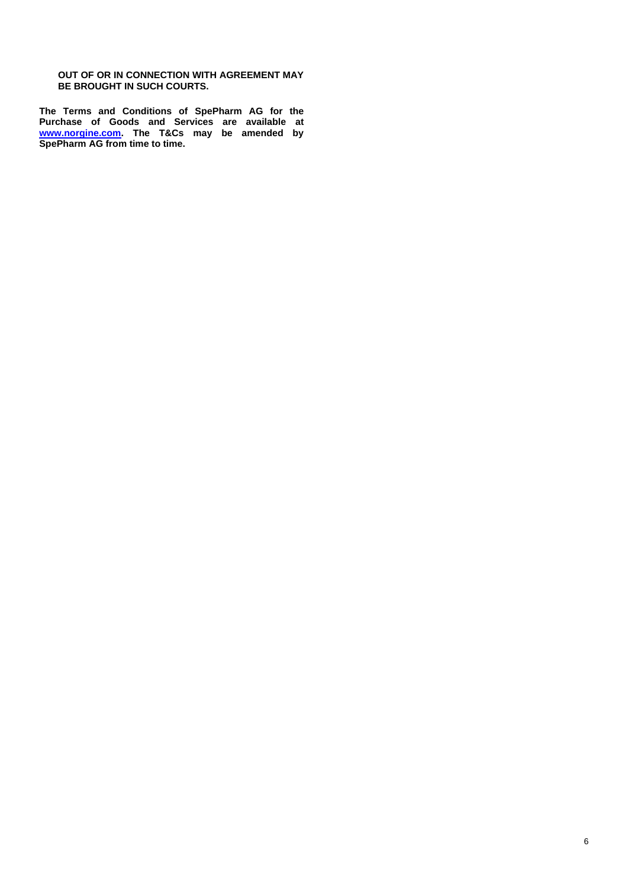**OUT OF OR IN CONNECTION WITH AGREEMENT MAY BE BROUGHT IN SUCH COURTS.**

**The Terms and Conditions of SpePharm AG for the Purchase of Goods and Services are available at [www.norgine.com](www.norgine.com). The T&Cs may be amended by SpePharm AG from time to time.**